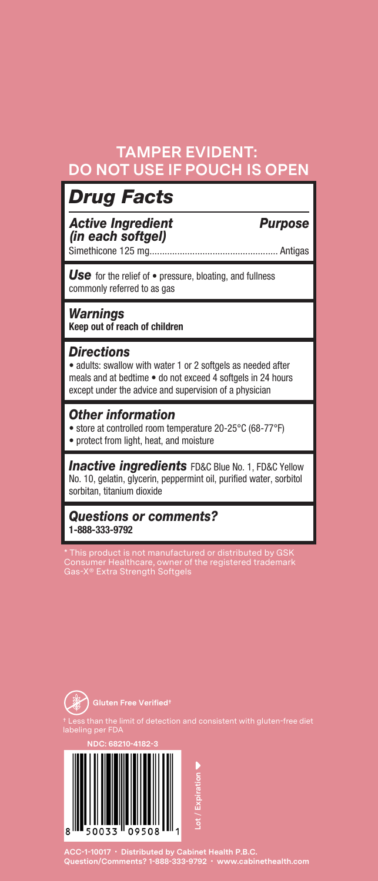**TAMPER EVIDENT: DO NOT USE IF POUCH IS OPEN**

# *Drug Facts*

| *Active Ingredient (in each softgel)* | *Purpose* |
|---|---|
| Simethicone 125 mg | Antigas |

***Use*** for the relief of • pressure, bloating, and fullness commonly referred to as gas

## *Warnings*

**Keep out of reach of children**

## *Directions*

• adults: swallow with water 1 or 2 softgels as needed after meals and at bedtime • do not exceed 4 softgels in 24 hours except under the advice and supervision of a physician

## *Other information*

• store at controlled room temperature 20-25°C (68-77°F)
• protect from light, heat, and moisture

***Inactive ingredients*** FD&C Blue No. 1, FD&C Yellow No. 10, gelatin, glycerin, peppermint oil, purified water, sorbitol sorbitan, titanium dioxide

## *Questions or comments?*

**1-888-333-9792**

* This product is not manufactured or distributed by GSK Consumer Healthcare, owner of the registered trademark Gas-X® Extra Strength Softgels

**Gluten Free Verified†**

† Less than the limit of detection and consistent with gluten-free diet labeling per FDA

**NDC: 68210-4182-3**

8 50033 09508 1

Lot / Expiration

**ACC-1-10017 • Distributed by Cabinet Health P.B.C.**
**Question/Comments? 1-888-333-9792 • www.cabinethealth.com**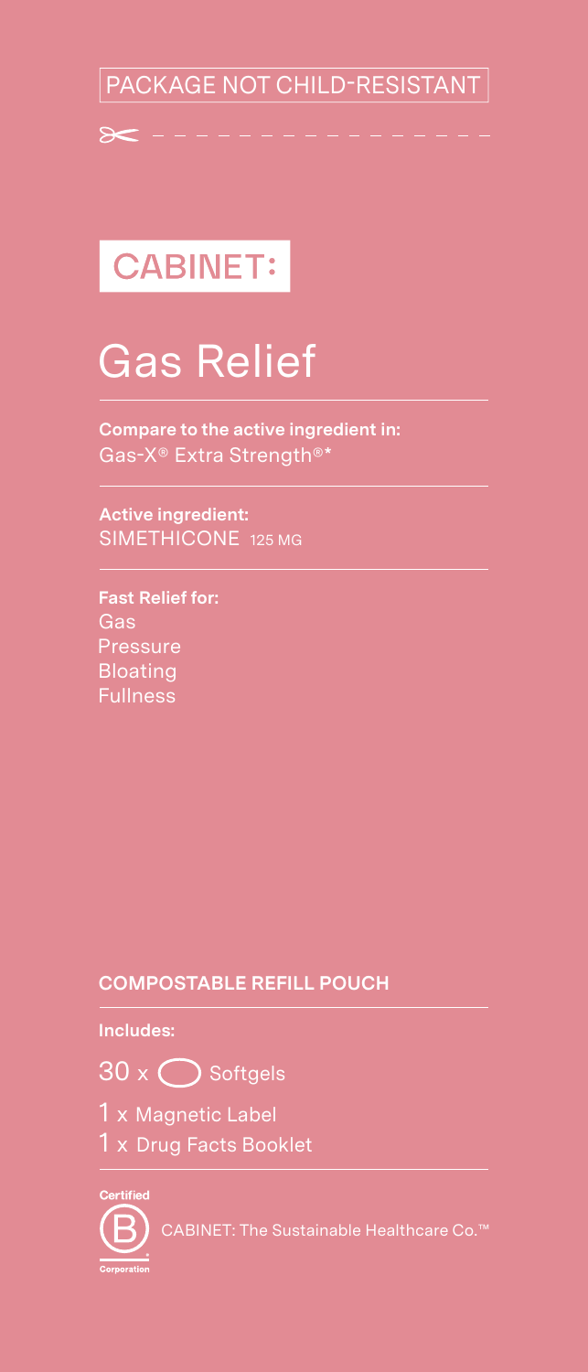PACKAGE NOT CHILD-RESISTANT

# CABINET:

## Gas Relief

**Compare to the active ingredient in:**
Gas-X® Extra Strength®*

**Active ingredient:**
SIMETHICONE 125 MG

**Fast Relief for:**
Gas
Pressure
Bloating
Fullness

**COMPOSTABLE REFILL POUCH**

**Includes:**

30 x Softgels

1 x Magnetic Label

1 x Drug Facts Booklet

Certified B Corporation

CABINET: The Sustainable Healthcare Co.™